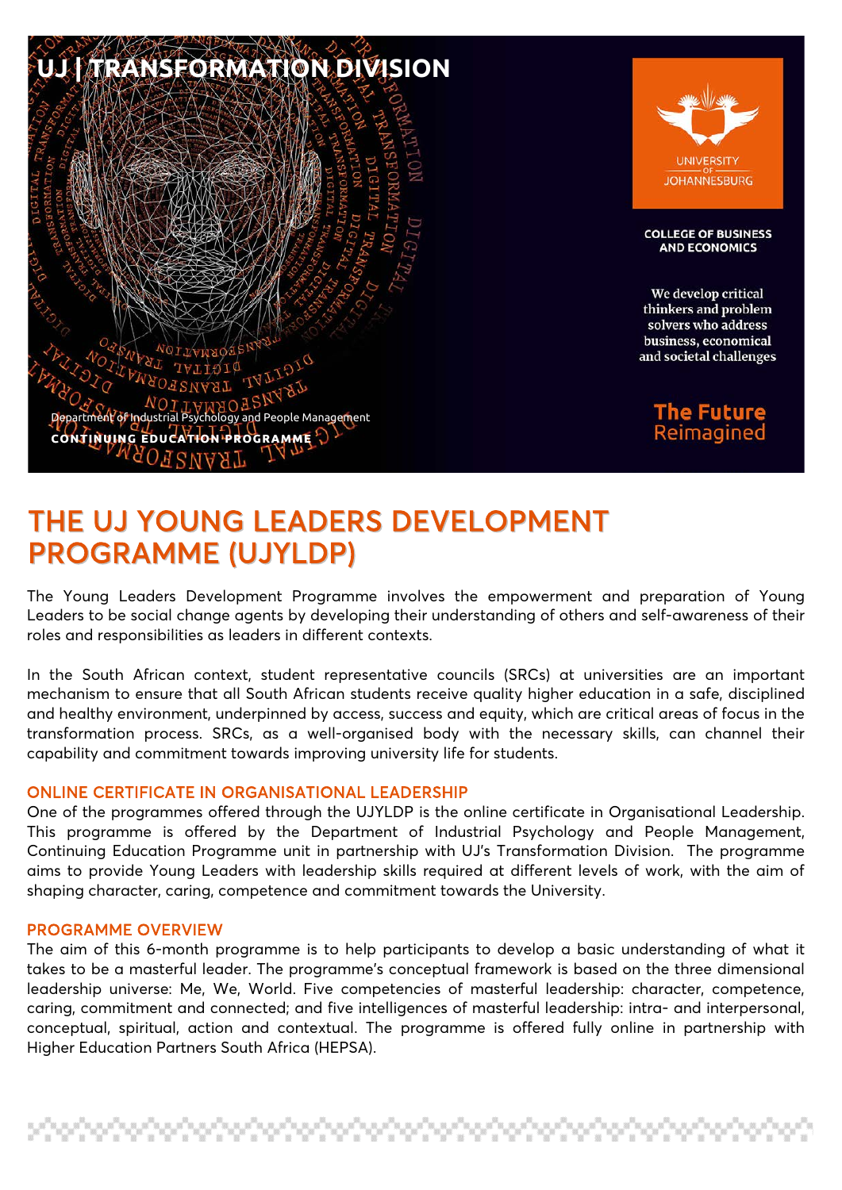# UJ | TRANSFORMATION DIVISION

Department of Industrial Psychology and People Management

**CONTINUING EDUCATION PROGRAMME**

UNIVERSITY OF JOHANNESBURG

**COLLEGE OF BUSINESS AND ECONOMICS**

We develop critical thinkers and problem solvers who address business, economical and societal challenges

**The Future** Reimagined

# THE UJ YOUNG LEADERS DEVELOPMENT PROGRAMME (UJYLDP)

The Young Leaders Development Programme involves the empowerment and preparation of Young Leaders to be social change agents by developing their understanding of others and self-awareness of their roles and responsibilities as leaders in different contexts.

In the South African context, student representative councils (SRCs) at universities are an important mechanism to ensure that all South African students receive quality higher education in a safe, disciplined and healthy environment, underpinned by access, success and equity, which are critical areas of focus in the transformation process. SRCs, as a well-organised body with the necessary skills, can channel their capability and commitment towards improving university life for students.

## ONLINE CERTIFICATE IN ORGANISATIONAL LEADERSHIP

One of the programmes offered through the UJYLDP is the online certificate in Organisational Leadership. This programme is offered by the Department of Industrial Psychology and People Management, Continuing Education Programme unit in partnership with UJ's Transformation Division. The programme aims to provide Young Leaders with leadership skills required at different levels of work, with the aim of shaping character, caring, competence and commitment towards the University.

## PROGRAMME OVERVIEW

The aim of this 6-month programme is to help participants to develop a basic understanding of what it takes to be a masterful leader. The programme's conceptual framework is based on the three dimensional leadership universe: Me, We, World. Five competencies of masterful leadership: character, competence, caring, commitment and connected; and five intelligences of masterful leadership: intra- and interpersonal, conceptual, spiritual, action and contextual. The programme is offered fully online in partnership with Higher Education Partners South Africa (HEPSA).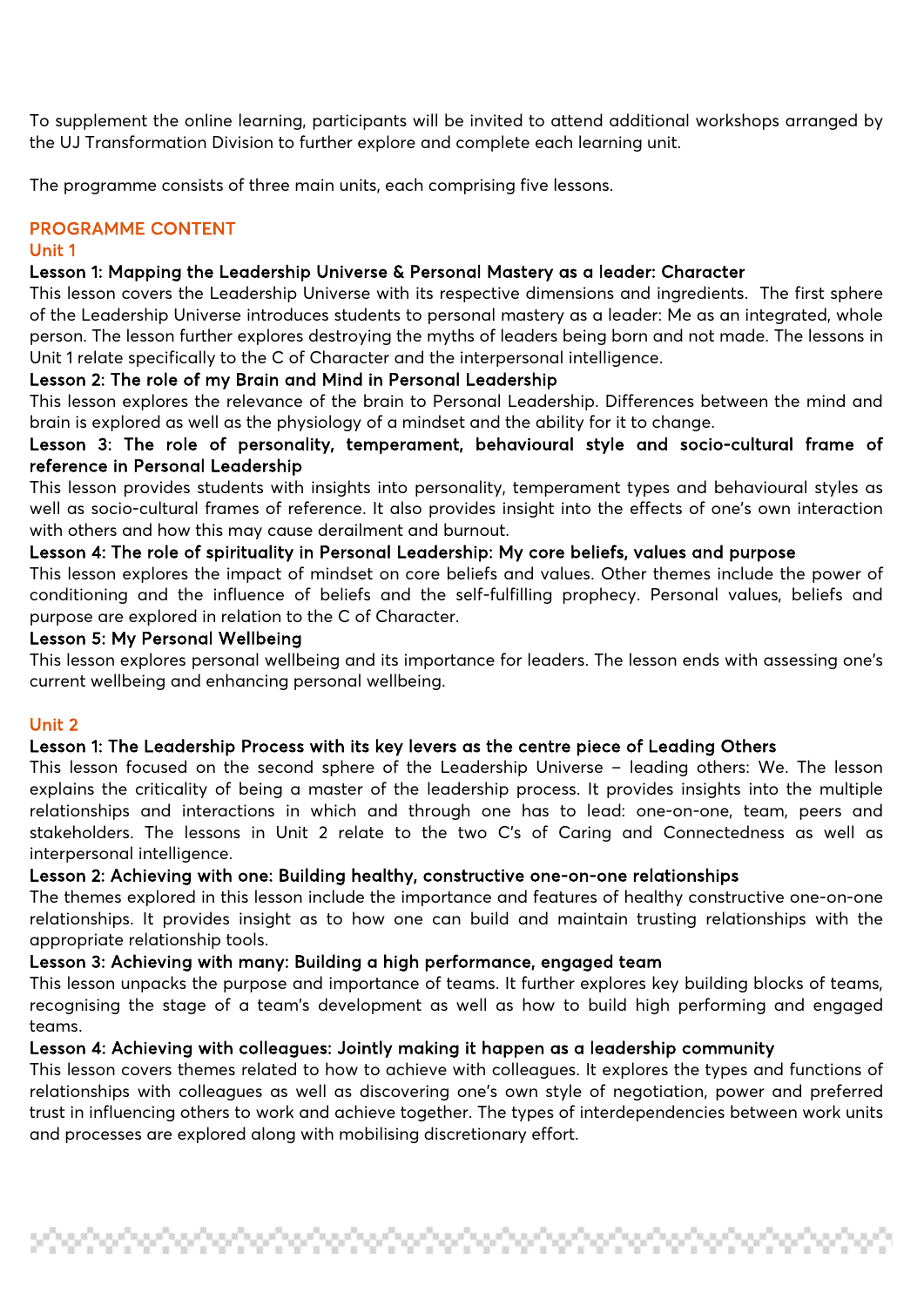To supplement the online learning, participants will be invited to attend additional workshops arranged by the UJ Transformation Division to further explore and complete each learning unit.

The programme consists of three main units, each comprising five lessons.

## PROGRAMME CONTENT

### Unit 1

#### Lesson 1: Mapping the Leadership Universe & Personal Mastery as a leader: Character

This lesson covers the Leadership Universe with its respective dimensions and ingredients. The first sphere of the Leadership Universe introduces students to personal mastery as a leader: Me as an integrated, whole person. The lesson further explores destroying the myths of leaders being born and not made. The lessons in Unit 1 relate specifically to the C of Character and the interpersonal intelligence.

#### Lesson 2: The role of my Brain and Mind in Personal Leadership

This lesson explores the relevance of the brain to Personal Leadership. Differences between the mind and brain is explored as well as the physiology of a mindset and the ability for it to change.

#### Lesson 3: The role of personality, temperament, behavioural style and socio-cultural frame of reference in Personal Leadership

This lesson provides students with insights into personality, temperament types and behavioural styles as well as socio-cultural frames of reference. It also provides insight into the effects of one's own interaction with others and how this may cause derailment and burnout.

#### Lesson 4: The role of spirituality in Personal Leadership: My core beliefs, values and purpose

This lesson explores the impact of mindset on core beliefs and values. Other themes include the power of conditioning and the influence of beliefs and the self-fulfilling prophecy. Personal values, beliefs and purpose are explored in relation to the C of Character.

#### Lesson 5: My Personal Wellbeing

This lesson explores personal wellbeing and its importance for leaders. The lesson ends with assessing one's current wellbeing and enhancing personal wellbeing.

### Unit 2

#### Lesson 1: The Leadership Process with its key levers as the centre piece of Leading Others

This lesson focused on the second sphere of the Leadership Universe – leading others: We. The lesson explains the criticality of being a master of the leadership process. It provides insights into the multiple relationships and interactions in which and through one has to lead: one-on-one, team, peers and stakeholders. The lessons in Unit 2 relate to the two C's of Caring and Connectedness as well as interpersonal intelligence.

#### Lesson 2: Achieving with one: Building healthy, constructive one-on-one relationships

The themes explored in this lesson include the importance and features of healthy constructive one-on-one relationships. It provides insight as to how one can build and maintain trusting relationships with the appropriate relationship tools.

#### Lesson 3: Achieving with many: Building a high performance, engaged team

This lesson unpacks the purpose and importance of teams. It further explores key building blocks of teams, recognising the stage of a team's development as well as how to build high performing and engaged teams.

#### Lesson 4: Achieving with colleagues: Jointly making it happen as a leadership community

This lesson covers themes related to how to achieve with colleagues. It explores the types and functions of relationships with colleagues as well as discovering one's own style of negotiation, power and preferred trust in influencing others to work and achieve together. The types of interdependencies between work units and processes are explored along with mobilising discretionary effort.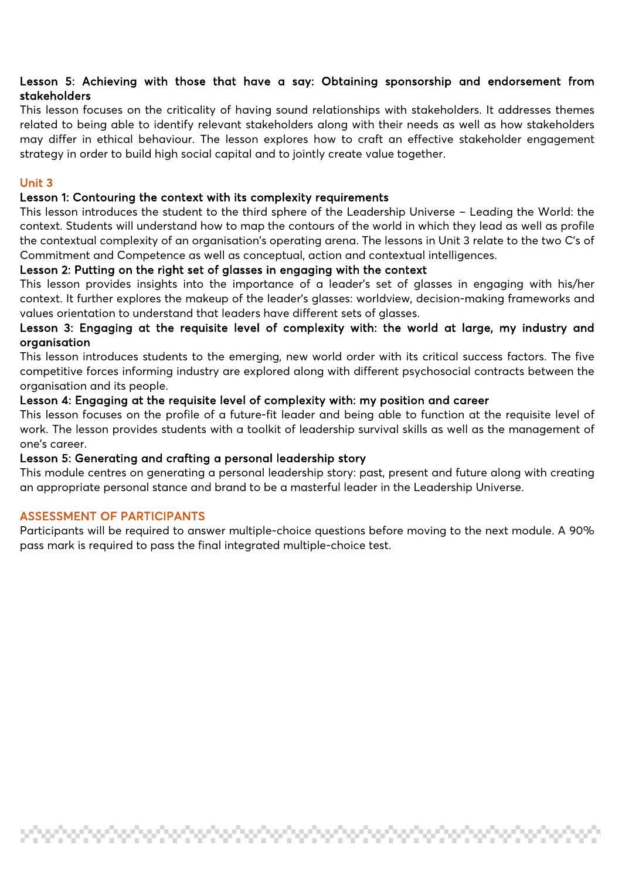**Lesson 5: Achieving with those that have a say: Obtaining sponsorship and endorsement from stakeholders**

This lesson focuses on the criticality of having sound relationships with stakeholders. It addresses themes related to being able to identify relevant stakeholders along with their needs as well as how stakeholders may differ in ethical behaviour. The lesson explores how to craft an effective stakeholder engagement strategy in order to build high social capital and to jointly create value together.

## Unit 3

**Lesson 1: Contouring the context with its complexity requirements**

This lesson introduces the student to the third sphere of the Leadership Universe – Leading the World: the context. Students will understand how to map the contours of the world in which they lead as well as profile the contextual complexity of an organisation's operating arena. The lessons in Unit 3 relate to the two C's of Commitment and Competence as well as conceptual, action and contextual intelligences.

**Lesson 2: Putting on the right set of glasses in engaging with the context**

This lesson provides insights into the importance of a leader's set of glasses in engaging with his/her context. It further explores the makeup of the leader's glasses: worldview, decision-making frameworks and values orientation to understand that leaders have different sets of glasses.

**Lesson 3: Engaging at the requisite level of complexity with: the world at large, my industry and organisation**

This lesson introduces students to the emerging, new world order with its critical success factors. The five competitive forces informing industry are explored along with different psychosocial contracts between the organisation and its people.

**Lesson 4: Engaging at the requisite level of complexity with: my position and career**

This lesson focuses on the profile of a future-fit leader and being able to function at the requisite level of work. The lesson provides students with a toolkit of leadership survival skills as well as the management of one's career.

**Lesson 5: Generating and crafting a personal leadership story**

This module centres on generating a personal leadership story: past, present and future along with creating an appropriate personal stance and brand to be a masterful leader in the Leadership Universe.

## ASSESSMENT OF PARTICIPANTS

Participants will be required to answer multiple-choice questions before moving to the next module. A 90% pass mark is required to pass the final integrated multiple-choice test.